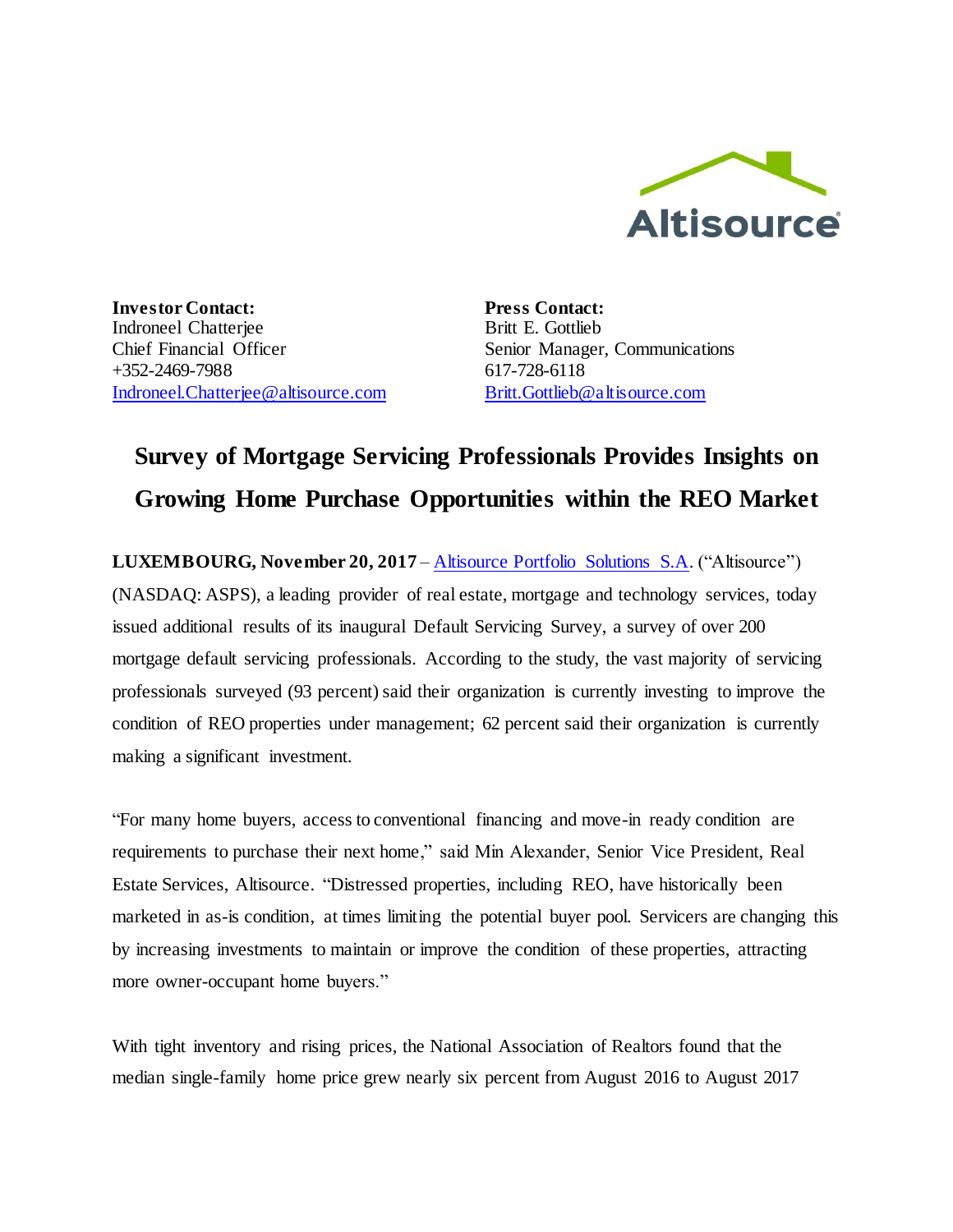Altisource

**Investor Contact:**
Indroneel Chatterjee
Chief Financial Officer
+352-2469-7988
Indroneel.Chatterjee@altisource.com

**Press Contact:**
Britt E. Gottlieb
Senior Manager, Communications
617-728-6118
Britt.Gottlieb@altisource.com

# Survey of Mortgage Servicing Professionals Provides Insights on Growing Home Purchase Opportunities within the REO Market

**LUXEMBOURG, November 20, 2017** – Altisource Portfolio Solutions S.A. ("Altisource") (NASDAQ: ASPS), a leading provider of real estate, mortgage and technology services, today issued additional results of its inaugural Default Servicing Survey, a survey of over 200 mortgage default servicing professionals. According to the study, the vast majority of servicing professionals surveyed (93 percent) said their organization is currently investing to improve the condition of REO properties under management; 62 percent said their organization is currently making a significant investment.

"For many home buyers, access to conventional financing and move-in ready condition are requirements to purchase their next home," said Min Alexander, Senior Vice President, Real Estate Services, Altisource. "Distressed properties, including REO, have historically been marketed in as-is condition, at times limiting the potential buyer pool. Servicers are changing this by increasing investments to maintain or improve the condition of these properties, attracting more owner-occupant home buyers."

With tight inventory and rising prices, the National Association of Realtors found that the median single-family home price grew nearly six percent from August 2016 to August 2017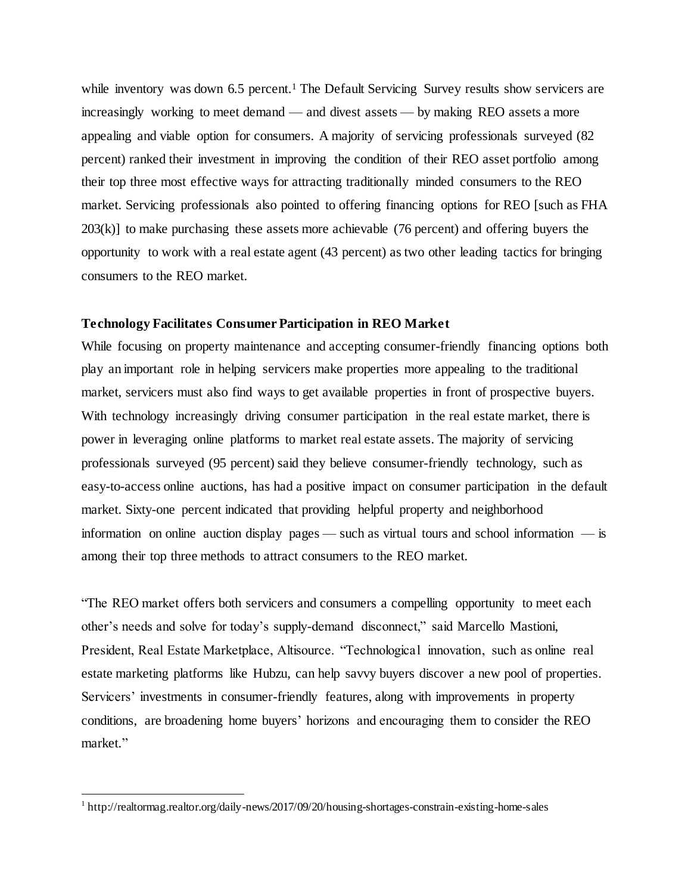while inventory was down 6.5 percent.[1] The Default Servicing Survey results show servicers are increasingly working to meet demand — and divest assets — by making REO assets a more appealing and viable option for consumers. A majority of servicing professionals surveyed (82 percent) ranked their investment in improving the condition of their REO asset portfolio among their top three most effective ways for attracting traditionally minded consumers to the REO market. Servicing professionals also pointed to offering financing options for REO [such as FHA 203(k)] to make purchasing these assets more achievable (76 percent) and offering buyers the opportunity to work with a real estate agent (43 percent) as two other leading tactics for bringing consumers to the REO market.

**Technology Facilitates Consumer Participation in REO Market**

While focusing on property maintenance and accepting consumer-friendly financing options both play an important role in helping servicers make properties more appealing to the traditional market, servicers must also find ways to get available properties in front of prospective buyers. With technology increasingly driving consumer participation in the real estate market, there is power in leveraging online platforms to market real estate assets. The majority of servicing professionals surveyed (95 percent) said they believe consumer-friendly technology, such as easy-to-access online auctions, has had a positive impact on consumer participation in the default market. Sixty-one percent indicated that providing helpful property and neighborhood information on online auction display pages — such as virtual tours and school information — is among their top three methods to attract consumers to the REO market.

"The REO market offers both servicers and consumers a compelling opportunity to meet each other's needs and solve for today's supply-demand disconnect," said Marcello Mastioni, President, Real Estate Marketplace, Altisource. "Technological innovation, such as online real estate marketing platforms like Hubzu, can help savvy buyers discover a new pool of properties. Servicers' investments in consumer-friendly features, along with improvements in property conditions, are broadening home buyers' horizons and encouraging them to consider the REO market."

---

[1] http://realtormag.realtor.org/daily-news/2017/09/20/housing-shortages-constrain-existing-home-sales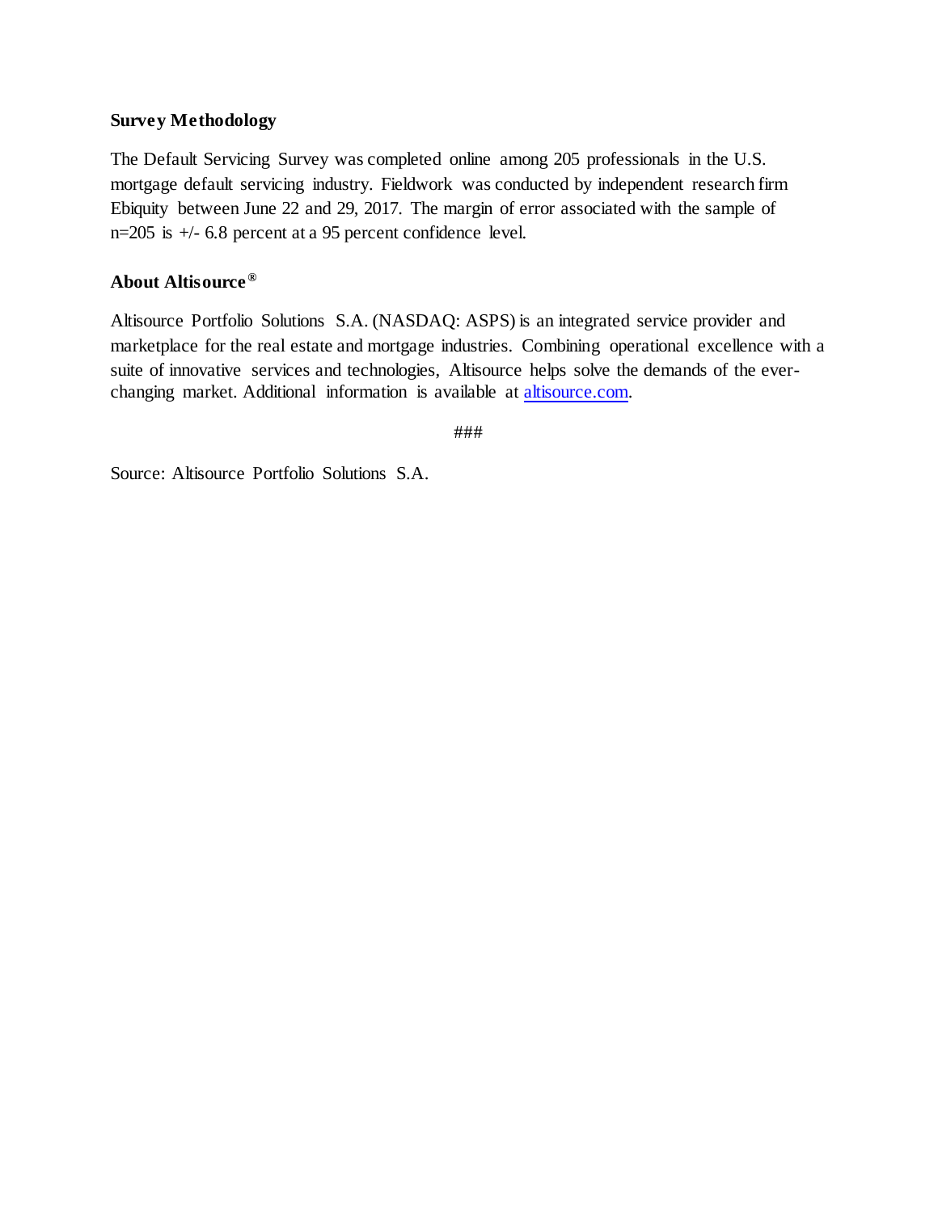**Survey Methodology**

The Default Servicing Survey was completed online among 205 professionals in the U.S. mortgage default servicing industry. Fieldwork was conducted by independent research firm Ebiquity between June 22 and 29, 2017. The margin of error associated with the sample of n=205 is +/- 6.8 percent at a 95 percent confidence level.

**About Altisource®**

Altisource Portfolio Solutions S.A. (NASDAQ: ASPS) is an integrated service provider and marketplace for the real estate and mortgage industries. Combining operational excellence with a suite of innovative services and technologies, Altisource helps solve the demands of the ever-changing market. Additional information is available at altisource.com.

###

Source: Altisource Portfolio Solutions S.A.